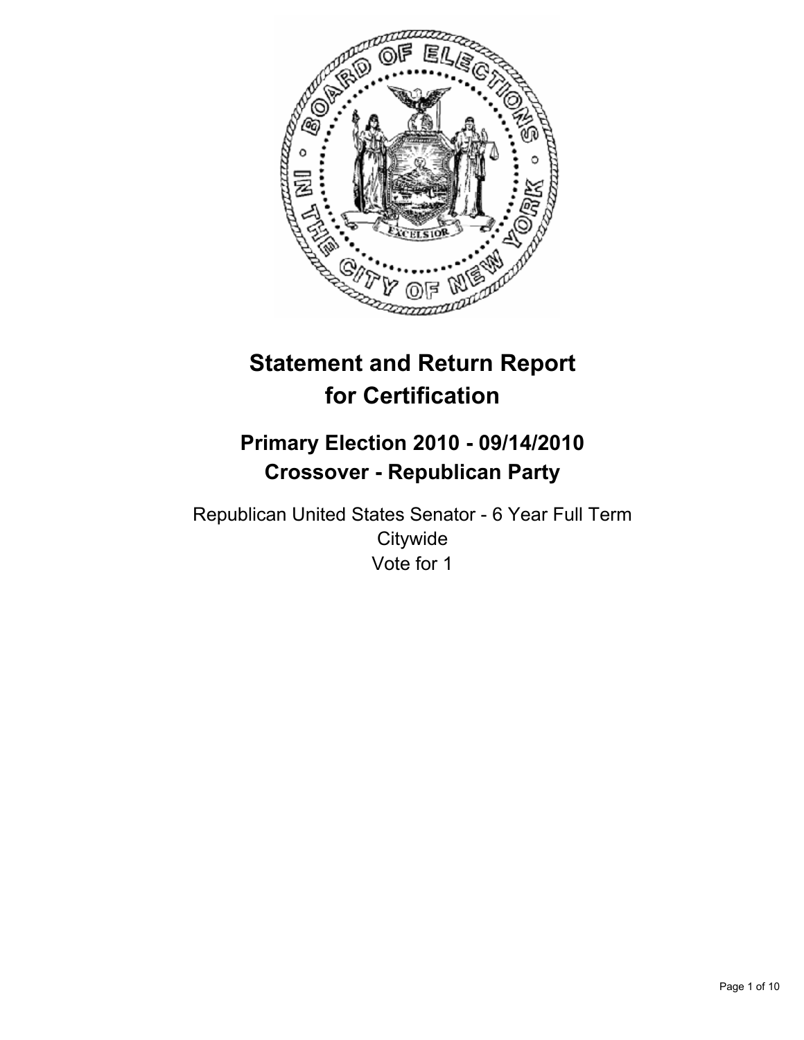# Statement and Return Report for Certification

## Primary Election 2010 - 09/14/2010
## Crossover - Republican Party

Republican United States Senator - 6 Year Full Term
Citywide
Vote for 1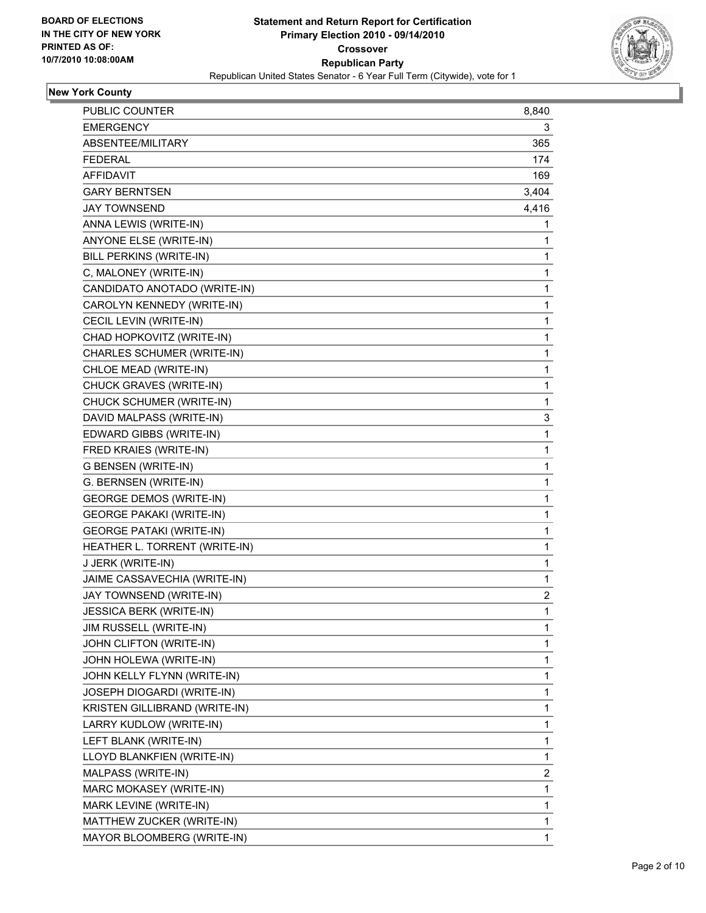BOARD OF ELECTIONS
IN THE CITY OF NEW YORK
PRINTED AS OF:
10/7/2010 10:08:00AM

**Statement and Return Report for Certification**
**Primary Election 2010 - 09/14/2010**
**Crossover**
**Republican Party**
Republican United States Senator - 6 Year Full Term (Citywide), vote for 1

**New York County**

| | |
|---|---|
| PUBLIC COUNTER | 8,840 |
| EMERGENCY | 3 |
| ABSENTEE/MILITARY | 365 |
| FEDERAL | 174 |
| AFFIDAVIT | 169 |
| GARY BERNTSEN | 3,404 |
| JAY TOWNSEND | 4,416 |
| ANNA LEWIS (WRITE-IN) | 1 |
| ANYONE ELSE (WRITE-IN) | 1 |
| BILL PERKINS (WRITE-IN) | 1 |
| C, MALONEY (WRITE-IN) | 1 |
| CANDIDATO ANOTADO (WRITE-IN) | 1 |
| CAROLYN KENNEDY (WRITE-IN) | 1 |
| CECIL LEVIN (WRITE-IN) | 1 |
| CHAD HOPKOVITZ (WRITE-IN) | 1 |
| CHARLES SCHUMER (WRITE-IN) | 1 |
| CHLOE MEAD (WRITE-IN) | 1 |
| CHUCK GRAVES (WRITE-IN) | 1 |
| CHUCK SCHUMER (WRITE-IN) | 1 |
| DAVID MALPASS (WRITE-IN) | 3 |
| EDWARD GIBBS (WRITE-IN) | 1 |
| FRED KRAIES (WRITE-IN) | 1 |
| G BENSEN (WRITE-IN) | 1 |
| G. BERNSEN (WRITE-IN) | 1 |
| GEORGE DEMOS (WRITE-IN) | 1 |
| GEORGE PAKAKI (WRITE-IN) | 1 |
| GEORGE PATAKI (WRITE-IN) | 1 |
| HEATHER L. TORRENT (WRITE-IN) | 1 |
| J JERK (WRITE-IN) | 1 |
| JAIME CASSAVECHIA (WRITE-IN) | 1 |
| JAY TOWNSEND (WRITE-IN) | 2 |
| JESSICA BERK (WRITE-IN) | 1 |
| JIM RUSSELL (WRITE-IN) | 1 |
| JOHN CLIFTON (WRITE-IN) | 1 |
| JOHN HOLEWA (WRITE-IN) | 1 |
| JOHN KELLY FLYNN (WRITE-IN) | 1 |
| JOSEPH DIOGARDI (WRITE-IN) | 1 |
| KRISTEN GILLIBRAND (WRITE-IN) | 1 |
| LARRY KUDLOW (WRITE-IN) | 1 |
| LEFT BLANK (WRITE-IN) | 1 |
| LLOYD BLANKFIEN (WRITE-IN) | 1 |
| MALPASS (WRITE-IN) | 2 |
| MARC MOKASEY (WRITE-IN) | 1 |
| MARK LEVINE (WRITE-IN) | 1 |
| MATTHEW ZUCKER (WRITE-IN) | 1 |
| MAYOR BLOOMBERG (WRITE-IN) | 1 |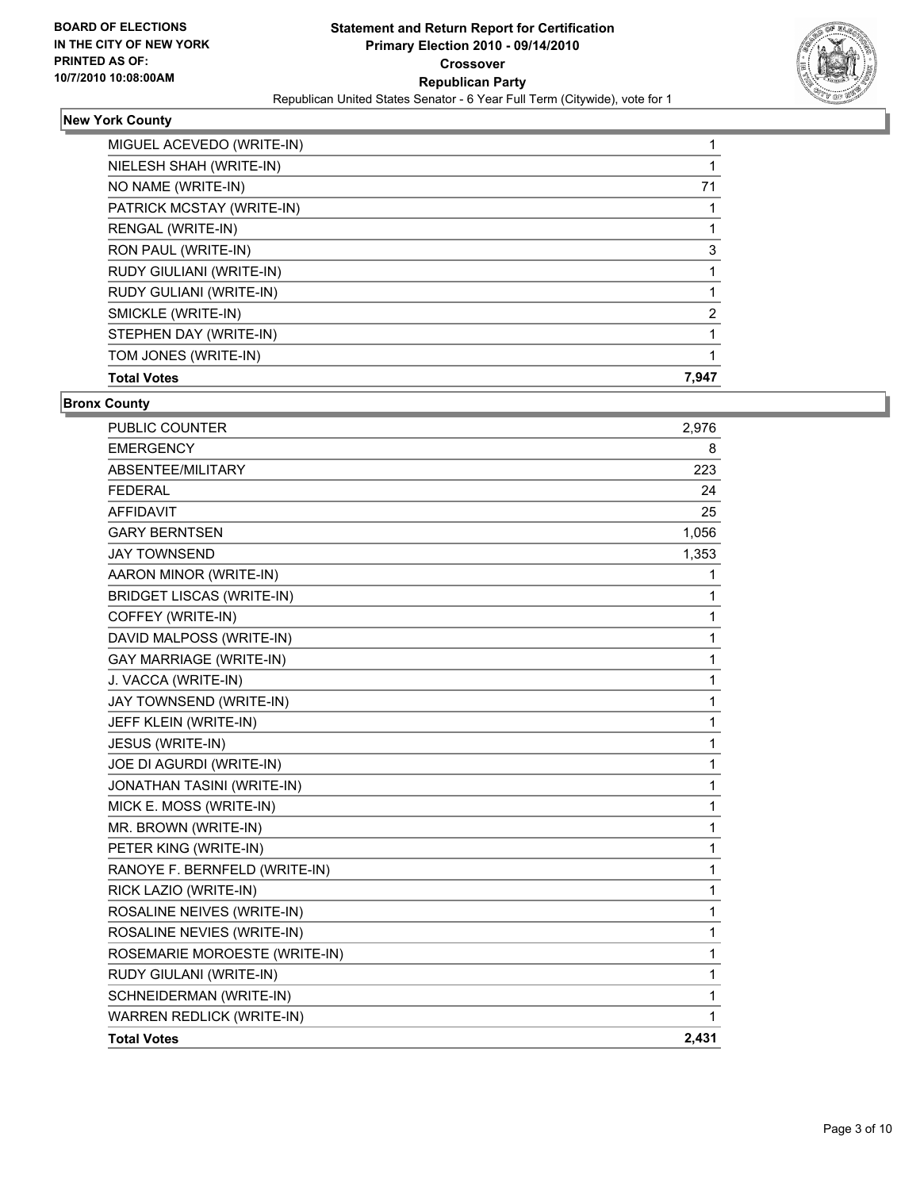BOARD OF ELECTIONS
IN THE CITY OF NEW YORK
PRINTED AS OF:
10/7/2010 10:08:00AM

**Statement and Return Report for Certification**
**Primary Election 2010 - 09/14/2010**
**Crossover**
**Republican Party**
Republican United States Senator - 6 Year Full Term (Citywide), vote for 1

### New York County

| | |
|---|---|
| MIGUEL ACEVEDO (WRITE-IN) | 1 |
| NIELESH SHAH (WRITE-IN) | 1 |
| NO NAME (WRITE-IN) | 71 |
| PATRICK MCSTAY (WRITE-IN) | 1 |
| RENGAL (WRITE-IN) | 1 |
| RON PAUL (WRITE-IN) | 3 |
| RUDY GIULIANI (WRITE-IN) | 1 |
| RUDY GULIANI (WRITE-IN) | 1 |
| SMICKLE (WRITE-IN) | 2 |
| STEPHEN DAY (WRITE-IN) | 1 |
| TOM JONES (WRITE-IN) | 1 |
| **Total Votes** | **7,947** |

### Bronx County

| | |
|---|---|
| PUBLIC COUNTER | 2,976 |
| EMERGENCY | 8 |
| ABSENTEE/MILITARY | 223 |
| FEDERAL | 24 |
| AFFIDAVIT | 25 |
| GARY BERNTSEN | 1,056 |
| JAY TOWNSEND | 1,353 |
| AARON MINOR (WRITE-IN) | 1 |
| BRIDGET LISCAS (WRITE-IN) | 1 |
| COFFEY (WRITE-IN) | 1 |
| DAVID MALPOSS (WRITE-IN) | 1 |
| GAY MARRIAGE (WRITE-IN) | 1 |
| J. VACCA (WRITE-IN) | 1 |
| JAY TOWNSEND (WRITE-IN) | 1 |
| JEFF KLEIN (WRITE-IN) | 1 |
| JESUS (WRITE-IN) | 1 |
| JOE DI AGURDI (WRITE-IN) | 1 |
| JONATHAN TASINI (WRITE-IN) | 1 |
| MICK E. MOSS (WRITE-IN) | 1 |
| MR. BROWN (WRITE-IN) | 1 |
| PETER KING (WRITE-IN) | 1 |
| RANOYE F. BERNFELD (WRITE-IN) | 1 |
| RICK LAZIO (WRITE-IN) | 1 |
| ROSALINE NEIVES (WRITE-IN) | 1 |
| ROSALINE NEVIES (WRITE-IN) | 1 |
| ROSEMARIE MOROESTE (WRITE-IN) | 1 |
| RUDY GIULANI (WRITE-IN) | 1 |
| SCHNEIDERMAN (WRITE-IN) | 1 |
| WARREN REDLICK (WRITE-IN) | 1 |
| **Total Votes** | **2,431** |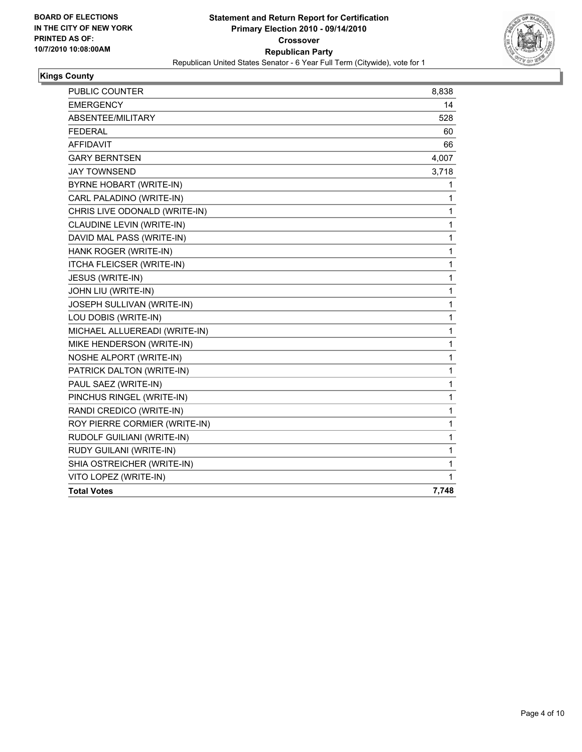**BOARD OF ELECTIONS IN THE CITY OF NEW YORK PRINTED AS OF: 10/7/2010 10:08:00AM**

**Statement and Return Report for Certification**
**Primary Election 2010 - 09/14/2010**
**Crossover**
**Republican Party**
Republican United States Senator - 6 Year Full Term (Citywide), vote for 1

## Kings County

| | |
|---|---|
| PUBLIC COUNTER | 8,838 |
| EMERGENCY | 14 |
| ABSENTEE/MILITARY | 528 |
| FEDERAL | 60 |
| AFFIDAVIT | 66 |
| GARY BERNTSEN | 4,007 |
| JAY TOWNSEND | 3,718 |
| BYRNE HOBART (WRITE-IN) | 1 |
| CARL PALADINO (WRITE-IN) | 1 |
| CHRIS LIVE ODONALD (WRITE-IN) | 1 |
| CLAUDINE LEVIN (WRITE-IN) | 1 |
| DAVID MAL PASS (WRITE-IN) | 1 |
| HANK ROGER (WRITE-IN) | 1 |
| ITCHA FLEICSER (WRITE-IN) | 1 |
| JESUS (WRITE-IN) | 1 |
| JOHN LIU (WRITE-IN) | 1 |
| JOSEPH SULLIVAN (WRITE-IN) | 1 |
| LOU DOBIS (WRITE-IN) | 1 |
| MICHAEL ALLUEREADI (WRITE-IN) | 1 |
| MIKE HENDERSON (WRITE-IN) | 1 |
| NOSHE ALPORT (WRITE-IN) | 1 |
| PATRICK DALTON (WRITE-IN) | 1 |
| PAUL SAEZ (WRITE-IN) | 1 |
| PINCHUS RINGEL (WRITE-IN) | 1 |
| RANDI CREDICO (WRITE-IN) | 1 |
| ROY PIERRE CORMIER (WRITE-IN) | 1 |
| RUDOLF GUILIANI (WRITE-IN) | 1 |
| RUDY GUILANI (WRITE-IN) | 1 |
| SHIA OSTREICHER (WRITE-IN) | 1 |
| VITO LOPEZ (WRITE-IN) | 1 |
| **Total Votes** | **7,748** |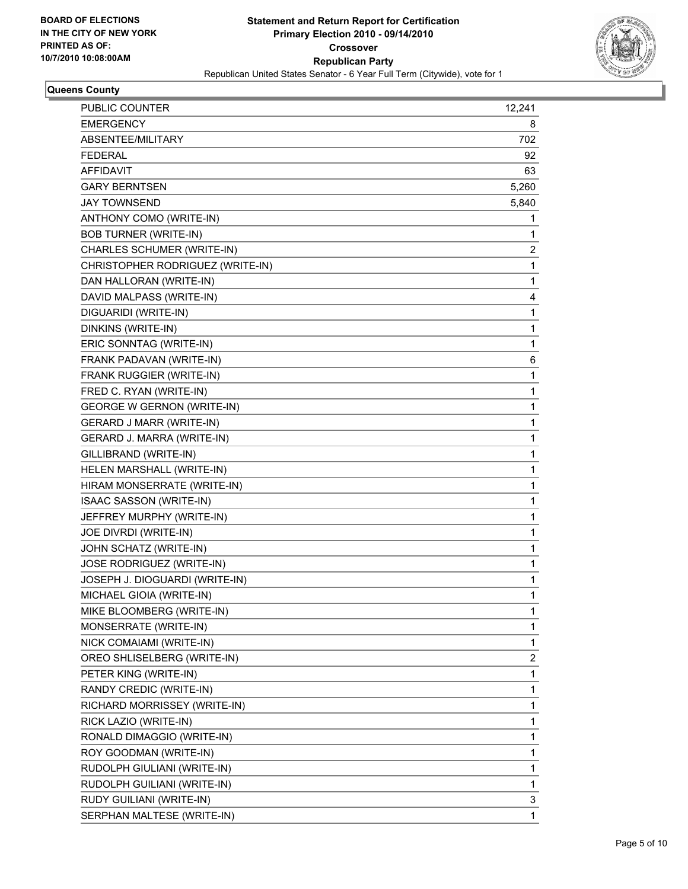**BOARD OF ELECTIONS**
**IN THE CITY OF NEW YORK**
**PRINTED AS OF:**
**10/7/2010 10:08:00AM**

# Statement and Return Report for Certification
## Primary Election 2010 - 09/14/2010
## Crossover
## Republican Party
### Republican United States Senator - 6 Year Full Term (Citywide), vote for 1

**Queens County**

| | |
|---|---|
| PUBLIC COUNTER | 12,241 |
| EMERGENCY | 8 |
| ABSENTEE/MILITARY | 702 |
| FEDERAL | 92 |
| AFFIDAVIT | 63 |
| GARY BERNTSEN | 5,260 |
| JAY TOWNSEND | 5,840 |
| ANTHONY COMO (WRITE-IN) | 1 |
| BOB TURNER (WRITE-IN) | 1 |
| CHARLES SCHUMER (WRITE-IN) | 2 |
| CHRISTOPHER RODRIGUEZ (WRITE-IN) | 1 |
| DAN HALLORAN (WRITE-IN) | 1 |
| DAVID MALPASS (WRITE-IN) | 4 |
| DIGUARIDI (WRITE-IN) | 1 |
| DINKINS (WRITE-IN) | 1 |
| ERIC SONNTAG (WRITE-IN) | 1 |
| FRANK PADAVAN (WRITE-IN) | 6 |
| FRANK RUGGIER (WRITE-IN) | 1 |
| FRED C. RYAN (WRITE-IN) | 1 |
| GEORGE W GERNON (WRITE-IN) | 1 |
| GERARD J MARR (WRITE-IN) | 1 |
| GERARD J. MARRA (WRITE-IN) | 1 |
| GILLIBRAND (WRITE-IN) | 1 |
| HELEN MARSHALL (WRITE-IN) | 1 |
| HIRAM MONSERRATE (WRITE-IN) | 1 |
| ISAAC SASSON (WRITE-IN) | 1 |
| JEFFREY MURPHY (WRITE-IN) | 1 |
| JOE DIVRDI (WRITE-IN) | 1 |
| JOHN SCHATZ (WRITE-IN) | 1 |
| JOSE RODRIGUEZ (WRITE-IN) | 1 |
| JOSEPH J. DIOGUARDI (WRITE-IN) | 1 |
| MICHAEL GIOIA (WRITE-IN) | 1 |
| MIKE BLOOMBERG (WRITE-IN) | 1 |
| MONSERRATE (WRITE-IN) | 1 |
| NICK COMAIAMI (WRITE-IN) | 1 |
| OREO SHLISELBERG (WRITE-IN) | 2 |
| PETER KING (WRITE-IN) | 1 |
| RANDY CREDIC (WRITE-IN) | 1 |
| RICHARD MORRISSEY (WRITE-IN) | 1 |
| RICK LAZIO (WRITE-IN) | 1 |
| RONALD DIMAGGIO (WRITE-IN) | 1 |
| ROY GOODMAN (WRITE-IN) | 1 |
| RUDOLPH GIULIANI (WRITE-IN) | 1 |
| RUDOLPH GUILIANI (WRITE-IN) | 1 |
| RUDY GUILIANI (WRITE-IN) | 3 |
| SERPHAN MALTESE (WRITE-IN) | 1 |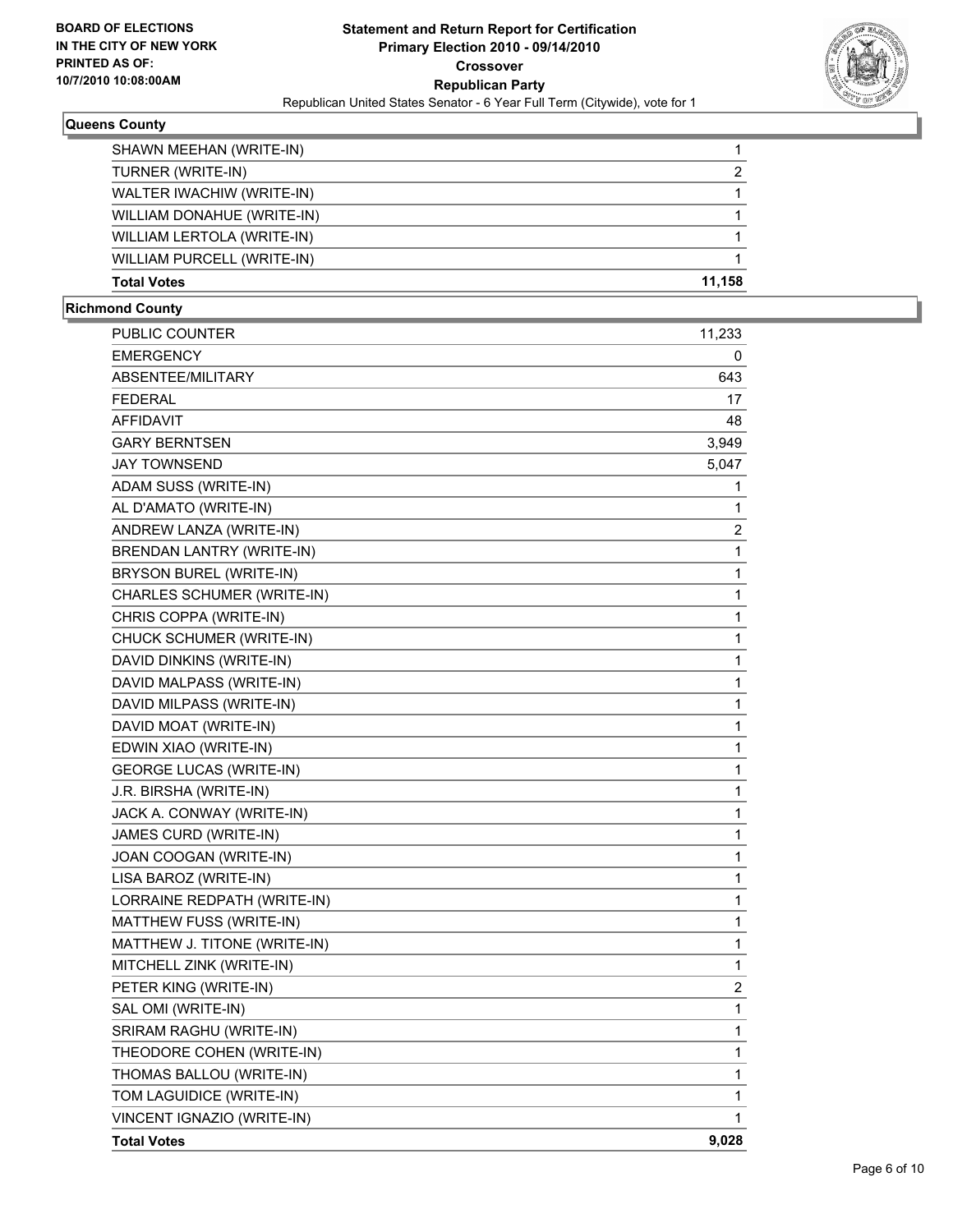**BOARD OF ELECTIONS IN THE CITY OF NEW YORK PRINTED AS OF: 10/7/2010 10:08:00AM**

**Statement and Return Report for Certification Primary Election 2010 - 09/14/2010 Crossover Republican Party**

Republican United States Senator - 6 Year Full Term (Citywide), vote for 1

### Queens County

| | |
|---|---|
| SHAWN MEEHAN (WRITE-IN) | 1 |
| TURNER (WRITE-IN) | 2 |
| WALTER IWACHIW (WRITE-IN) | 1 |
| WILLIAM DONAHUE (WRITE-IN) | 1 |
| WILLIAM LERTOLA (WRITE-IN) | 1 |
| WILLIAM PURCELL (WRITE-IN) | 1 |
| **Total Votes** | **11,158** |

### Richmond County

| | |
|---|---|
| PUBLIC COUNTER | 11,233 |
| EMERGENCY | 0 |
| ABSENTEE/MILITARY | 643 |
| FEDERAL | 17 |
| AFFIDAVIT | 48 |
| GARY BERNTSEN | 3,949 |
| JAY TOWNSEND | 5,047 |
| ADAM SUSS (WRITE-IN) | 1 |
| AL D'AMATO (WRITE-IN) | 1 |
| ANDREW LANZA (WRITE-IN) | 2 |
| BRENDAN LANTRY (WRITE-IN) | 1 |
| BRYSON BUREL (WRITE-IN) | 1 |
| CHARLES SCHUMER (WRITE-IN) | 1 |
| CHRIS COPPA (WRITE-IN) | 1 |
| CHUCK SCHUMER (WRITE-IN) | 1 |
| DAVID DINKINS (WRITE-IN) | 1 |
| DAVID MALPASS (WRITE-IN) | 1 |
| DAVID MILPASS (WRITE-IN) | 1 |
| DAVID MOAT (WRITE-IN) | 1 |
| EDWIN XIAO (WRITE-IN) | 1 |
| GEORGE LUCAS (WRITE-IN) | 1 |
| J.R. BIRSHA (WRITE-IN) | 1 |
| JACK A. CONWAY (WRITE-IN) | 1 |
| JAMES CURD (WRITE-IN) | 1 |
| JOAN COOGAN (WRITE-IN) | 1 |
| LISA BAROZ (WRITE-IN) | 1 |
| LORRAINE REDPATH (WRITE-IN) | 1 |
| MATTHEW FUSS (WRITE-IN) | 1 |
| MATTHEW J. TITONE (WRITE-IN) | 1 |
| MITCHELL ZINK (WRITE-IN) | 1 |
| PETER KING (WRITE-IN) | 2 |
| SAL OMI (WRITE-IN) | 1 |
| SRIRAM RAGHU (WRITE-IN) | 1 |
| THEODORE COHEN (WRITE-IN) | 1 |
| THOMAS BALLOU (WRITE-IN) | 1 |
| TOM LAGUIDICE (WRITE-IN) | 1 |
| VINCENT IGNAZIO (WRITE-IN) | 1 |
| **Total Votes** | **9,028** |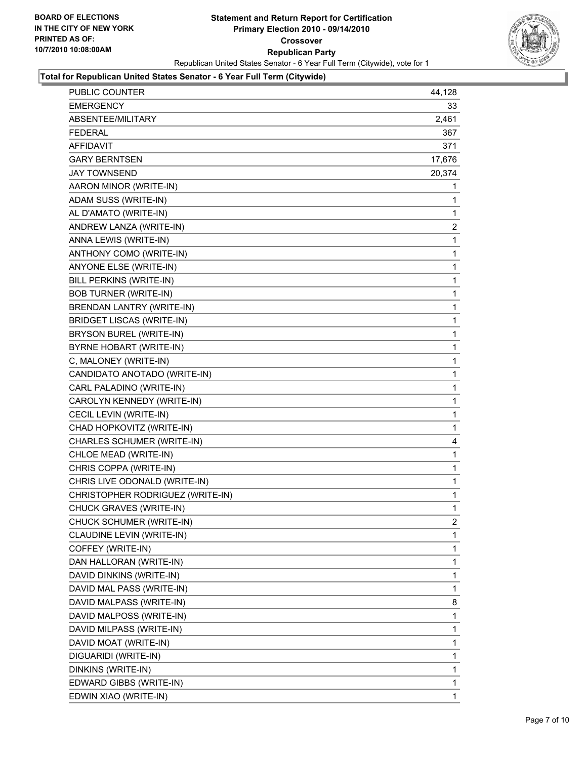**BOARD OF ELECTIONS IN THE CITY OF NEW YORK PRINTED AS OF: 10/7/2010 10:08:00AM**

# Statement and Return Report for Certification
## Primary Election 2010 - 09/14/2010
### Crossover
### Republican Party

Republican United States Senator - 6 Year Full Term (Citywide), vote for 1

**Total for Republican United States Senator - 6 Year Full Term (Citywide)**

| | |
|---|---|
| PUBLIC COUNTER | 44,128 |
| EMERGENCY | 33 |
| ABSENTEE/MILITARY | 2,461 |
| FEDERAL | 367 |
| AFFIDAVIT | 371 |
| GARY BERNTSEN | 17,676 |
| JAY TOWNSEND | 20,374 |
| AARON MINOR (WRITE-IN) | 1 |
| ADAM SUSS (WRITE-IN) | 1 |
| AL D'AMATO (WRITE-IN) | 1 |
| ANDREW LANZA (WRITE-IN) | 2 |
| ANNA LEWIS (WRITE-IN) | 1 |
| ANTHONY COMO (WRITE-IN) | 1 |
| ANYONE ELSE (WRITE-IN) | 1 |
| BILL PERKINS (WRITE-IN) | 1 |
| BOB TURNER (WRITE-IN) | 1 |
| BRENDAN LANTRY (WRITE-IN) | 1 |
| BRIDGET LISCAS (WRITE-IN) | 1 |
| BRYSON BUREL (WRITE-IN) | 1 |
| BYRNE HOBART (WRITE-IN) | 1 |
| C, MALONEY (WRITE-IN) | 1 |
| CANDIDATO ANOTADO (WRITE-IN) | 1 |
| CARL PALADINO (WRITE-IN) | 1 |
| CAROLYN KENNEDY (WRITE-IN) | 1 |
| CECIL LEVIN (WRITE-IN) | 1 |
| CHAD HOPKOVITZ (WRITE-IN) | 1 |
| CHARLES SCHUMER (WRITE-IN) | 4 |
| CHLOE MEAD (WRITE-IN) | 1 |
| CHRIS COPPA (WRITE-IN) | 1 |
| CHRIS LIVE ODONALD (WRITE-IN) | 1 |
| CHRISTOPHER RODRIGUEZ (WRITE-IN) | 1 |
| CHUCK GRAVES (WRITE-IN) | 1 |
| CHUCK SCHUMER (WRITE-IN) | 2 |
| CLAUDINE LEVIN (WRITE-IN) | 1 |
| COFFEY (WRITE-IN) | 1 |
| DAN HALLORAN (WRITE-IN) | 1 |
| DAVID DINKINS (WRITE-IN) | 1 |
| DAVID MAL PASS (WRITE-IN) | 1 |
| DAVID MALPASS (WRITE-IN) | 8 |
| DAVID MALPOSS (WRITE-IN) | 1 |
| DAVID MILPASS (WRITE-IN) | 1 |
| DAVID MOAT (WRITE-IN) | 1 |
| DIGUARIDI (WRITE-IN) | 1 |
| DINKINS (WRITE-IN) | 1 |
| EDWARD GIBBS (WRITE-IN) | 1 |
| EDWIN XIAO (WRITE-IN) | 1 |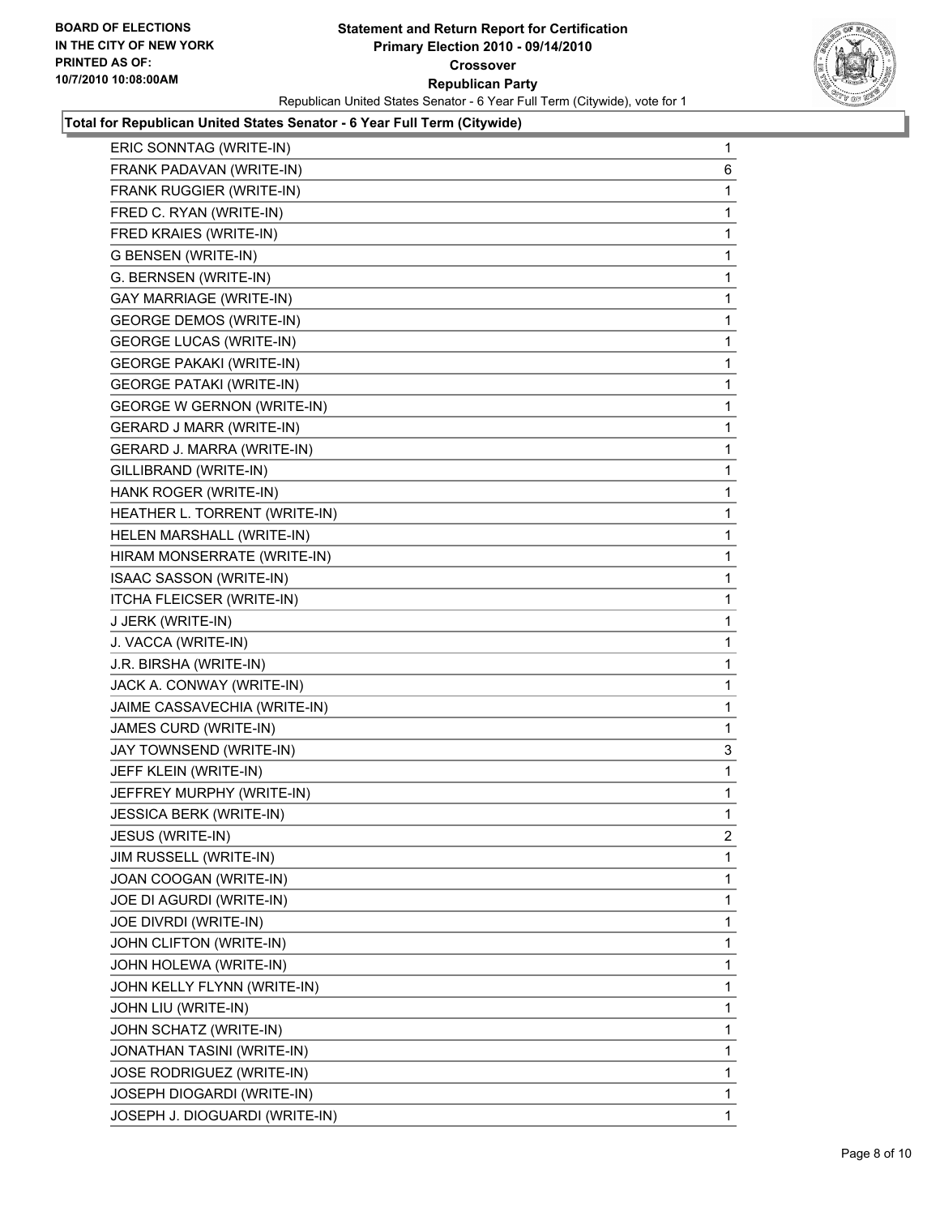**Total for Republican United States Senator - 6 Year Full Term (Citywide)**

| | |
|---|---|
| ERIC SONNTAG (WRITE-IN) | 1 |
| FRANK PADAVAN (WRITE-IN) | 6 |
| FRANK RUGGIER (WRITE-IN) | 1 |
| FRED C. RYAN (WRITE-IN) | 1 |
| FRED KRAIES (WRITE-IN) | 1 |
| G BENSEN (WRITE-IN) | 1 |
| G. BERNSEN (WRITE-IN) | 1 |
| GAY MARRIAGE (WRITE-IN) | 1 |
| GEORGE DEMOS (WRITE-IN) | 1 |
| GEORGE LUCAS (WRITE-IN) | 1 |
| GEORGE PAKAKI (WRITE-IN) | 1 |
| GEORGE PATAKI (WRITE-IN) | 1 |
| GEORGE W GERNON (WRITE-IN) | 1 |
| GERARD J MARR (WRITE-IN) | 1 |
| GERARD J. MARRA (WRITE-IN) | 1 |
| GILLIBRAND (WRITE-IN) | 1 |
| HANK ROGER (WRITE-IN) | 1 |
| HEATHER L. TORRENT (WRITE-IN) | 1 |
| HELEN MARSHALL (WRITE-IN) | 1 |
| HIRAM MONSERRATE (WRITE-IN) | 1 |
| ISAAC SASSON (WRITE-IN) | 1 |
| ITCHA FLEICSER (WRITE-IN) | 1 |
| J JERK (WRITE-IN) | 1 |
| J. VACCA (WRITE-IN) | 1 |
| J.R. BIRSHA (WRITE-IN) | 1 |
| JACK A. CONWAY (WRITE-IN) | 1 |
| JAIME CASSAVECHIA (WRITE-IN) | 1 |
| JAMES CURD (WRITE-IN) | 1 |
| JAY TOWNSEND (WRITE-IN) | 3 |
| JEFF KLEIN (WRITE-IN) | 1 |
| JEFFREY MURPHY (WRITE-IN) | 1 |
| JESSICA BERK (WRITE-IN) | 1 |
| JESUS (WRITE-IN) | 2 |
| JIM RUSSELL (WRITE-IN) | 1 |
| JOAN COOGAN (WRITE-IN) | 1 |
| JOE DI AGURDI (WRITE-IN) | 1 |
| JOE DIVRDI (WRITE-IN) | 1 |
| JOHN CLIFTON (WRITE-IN) | 1 |
| JOHN HOLEWA (WRITE-IN) | 1 |
| JOHN KELLY FLYNN (WRITE-IN) | 1 |
| JOHN LIU (WRITE-IN) | 1 |
| JOHN SCHATZ (WRITE-IN) | 1 |
| JONATHAN TASINI (WRITE-IN) | 1 |
| JOSE RODRIGUEZ (WRITE-IN) | 1 |
| JOSEPH DIOGARDI (WRITE-IN) | 1 |
| JOSEPH J. DIOGUARDI (WRITE-IN) | 1 |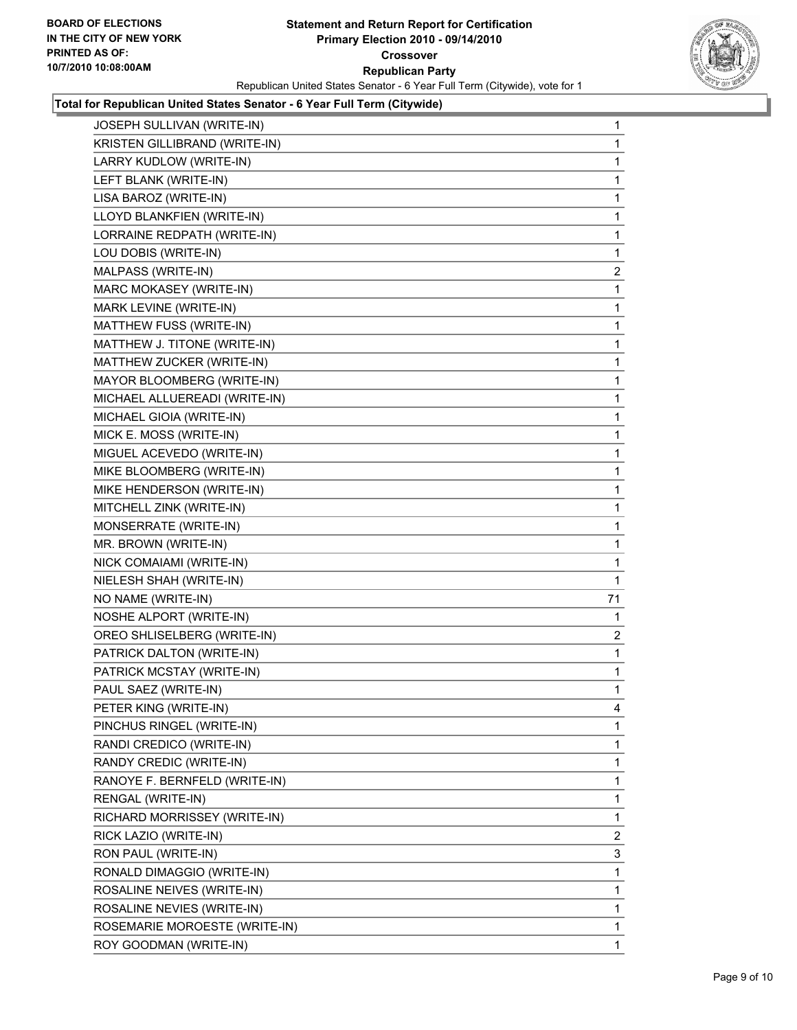**BOARD OF ELECTIONS IN THE CITY OF NEW YORK PRINTED AS OF: 10/7/2010 10:08:00AM**

**Statement and Return Report for Certification Primary Election 2010 - 09/14/2010 Crossover Republican Party**

Republican United States Senator - 6 Year Full Term (Citywide), vote for 1

**Total for Republican United States Senator - 6 Year Full Term (Citywide)**

| | |
|---|---|
| JOSEPH SULLIVAN (WRITE-IN) | 1 |
| KRISTEN GILLIBRAND (WRITE-IN) | 1 |
| LARRY KUDLOW (WRITE-IN) | 1 |
| LEFT BLANK (WRITE-IN) | 1 |
| LISA BAROZ (WRITE-IN) | 1 |
| LLOYD BLANKFIEN (WRITE-IN) | 1 |
| LORRAINE REDPATH (WRITE-IN) | 1 |
| LOU DOBIS (WRITE-IN) | 1 |
| MALPASS (WRITE-IN) | 2 |
| MARC MOKASEY (WRITE-IN) | 1 |
| MARK LEVINE (WRITE-IN) | 1 |
| MATTHEW FUSS (WRITE-IN) | 1 |
| MATTHEW J. TITONE (WRITE-IN) | 1 |
| MATTHEW ZUCKER (WRITE-IN) | 1 |
| MAYOR BLOOMBERG (WRITE-IN) | 1 |
| MICHAEL ALLUEREADI (WRITE-IN) | 1 |
| MICHAEL GIOIA (WRITE-IN) | 1 |
| MICK E. MOSS (WRITE-IN) | 1 |
| MIGUEL ACEVEDO (WRITE-IN) | 1 |
| MIKE BLOOMBERG (WRITE-IN) | 1 |
| MIKE HENDERSON (WRITE-IN) | 1 |
| MITCHELL ZINK (WRITE-IN) | 1 |
| MONSERRATE (WRITE-IN) | 1 |
| MR. BROWN (WRITE-IN) | 1 |
| NICK COMAIAMI (WRITE-IN) | 1 |
| NIELESH SHAH (WRITE-IN) | 1 |
| NO NAME (WRITE-IN) | 71 |
| NOSHE ALPORT (WRITE-IN) | 1 |
| OREO SHLISELBERG (WRITE-IN) | 2 |
| PATRICK DALTON (WRITE-IN) | 1 |
| PATRICK MCSTAY (WRITE-IN) | 1 |
| PAUL SAEZ (WRITE-IN) | 1 |
| PETER KING (WRITE-IN) | 4 |
| PINCHUS RINGEL (WRITE-IN) | 1 |
| RANDI CREDICO (WRITE-IN) | 1 |
| RANDY CREDIC (WRITE-IN) | 1 |
| RANOYE F. BERNFELD (WRITE-IN) | 1 |
| RENGAL (WRITE-IN) | 1 |
| RICHARD MORRISSEY (WRITE-IN) | 1 |
| RICK LAZIO (WRITE-IN) | 2 |
| RON PAUL (WRITE-IN) | 3 |
| RONALD DIMAGGIO (WRITE-IN) | 1 |
| ROSALINE NEIVES (WRITE-IN) | 1 |
| ROSALINE NEVIES (WRITE-IN) | 1 |
| ROSEMARIE MOROESTE (WRITE-IN) | 1 |
| ROY GOODMAN (WRITE-IN) | 1 |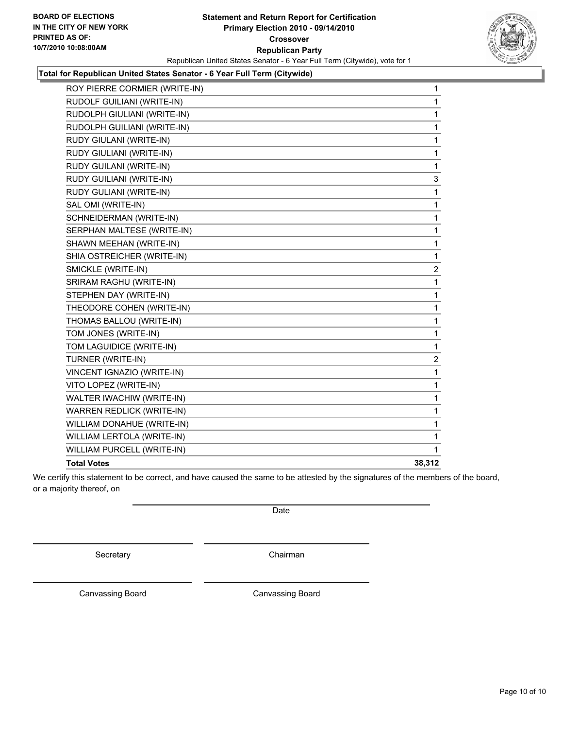**BOARD OF ELECTIONS IN THE CITY OF NEW YORK PRINTED AS OF: 10/7/2010 10:08:00AM**

# Statement and Return Report for Certification
## Primary Election 2010 - 09/14/2010
## Crossover
## Republican Party

Republican United States Senator - 6 Year Full Term (Citywide), vote for 1

### Total for Republican United States Senator - 6 Year Full Term (Citywide)

| | |
|---|---|
| ROY PIERRE CORMIER (WRITE-IN) | 1 |
| RUDOLF GUILIANI (WRITE-IN) | 1 |
| RUDOLPH GIULIANI (WRITE-IN) | 1 |
| RUDOLPH GUILIANI (WRITE-IN) | 1 |
| RUDY GIULANI (WRITE-IN) | 1 |
| RUDY GIULIANI (WRITE-IN) | 1 |
| RUDY GUILANI (WRITE-IN) | 1 |
| RUDY GUILIANI (WRITE-IN) | 3 |
| RUDY GULIANI (WRITE-IN) | 1 |
| SAL OMI (WRITE-IN) | 1 |
| SCHNEIDERMAN (WRITE-IN) | 1 |
| SERPHAN MALTESE (WRITE-IN) | 1 |
| SHAWN MEEHAN (WRITE-IN) | 1 |
| SHIA OSTREICHER (WRITE-IN) | 1 |
| SMICKLE (WRITE-IN) | 2 |
| SRIRAM RAGHU (WRITE-IN) | 1 |
| STEPHEN DAY (WRITE-IN) | 1 |
| THEODORE COHEN (WRITE-IN) | 1 |
| THOMAS BALLOU (WRITE-IN) | 1 |
| TOM JONES (WRITE-IN) | 1 |
| TOM LAGUIDICE (WRITE-IN) | 1 |
| TURNER (WRITE-IN) | 2 |
| VINCENT IGNAZIO (WRITE-IN) | 1 |
| VITO LOPEZ (WRITE-IN) | 1 |
| WALTER IWACHIW (WRITE-IN) | 1 |
| WARREN REDLICK (WRITE-IN) | 1 |
| WILLIAM DONAHUE (WRITE-IN) | 1 |
| WILLIAM LERTOLA (WRITE-IN) | 1 |
| WILLIAM PURCELL (WRITE-IN) | 1 |
| **Total Votes** | **38,312** |

We certify this statement to be correct, and have caused the same to be attested by the signatures of the members of the board, or a majority thereof, on

Date

Secretary

Chairman

Canvassing Board

Canvassing Board